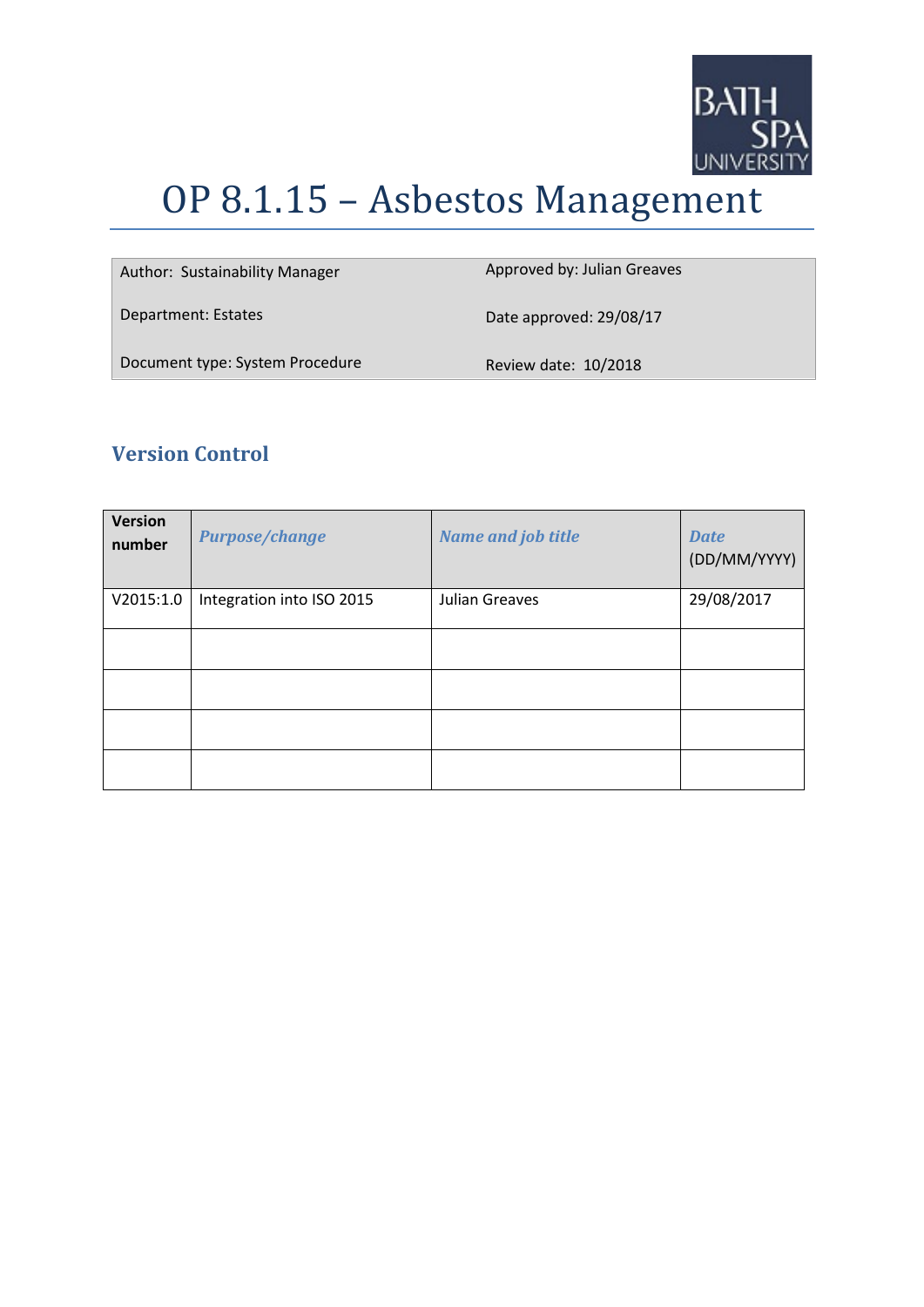# OP 8.1.15 – Asbestos Management

| | |
|---|---|
| Author: Sustainability Manager | Approved by: Julian Greaves |
| Department: Estates | Date approved: 29/08/17 |
| Document type: System Procedure | Review date: 10/2018 |

## Version Control

| Version number | *Purpose/change* | *Name and job title* | *Date* (DD/MM/YYYY) |
|---|---|---|---|
| V2015:1.0 | Integration into ISO 2015 | Julian Greaves | 29/08/2017 |
| | | | |
| | | | |
| | | | |
| | | | |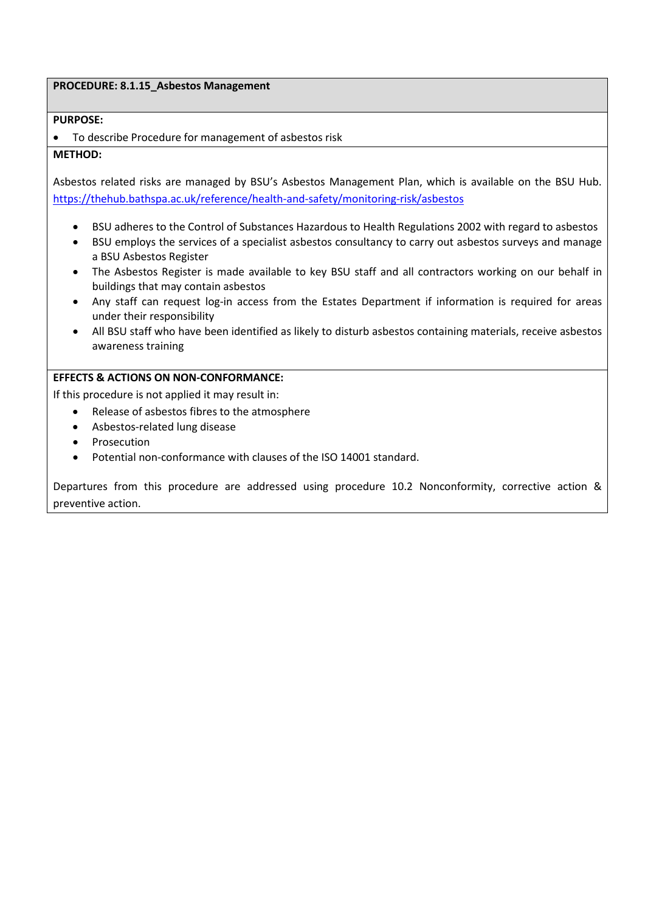**PROCEDURE: 8.1.15_Asbestos Management**

**PURPOSE:**

- To describe Procedure for management of asbestos risk

**METHOD:**

Asbestos related risks are managed by BSU's Asbestos Management Plan, which is available on the BSU Hub. https://thehub.bathspa.ac.uk/reference/health-and-safety/monitoring-risk/asbestos

- BSU adheres to the Control of Substances Hazardous to Health Regulations 2002 with regard to asbestos
- BSU employs the services of a specialist asbestos consultancy to carry out asbestos surveys and manage a BSU Asbestos Register
- The Asbestos Register is made available to key BSU staff and all contractors working on our behalf in buildings that may contain asbestos
- Any staff can request log-in access from the Estates Department if information is required for areas under their responsibility
- All BSU staff who have been identified as likely to disturb asbestos containing materials, receive asbestos awareness training

**EFFECTS & ACTIONS ON NON-CONFORMANCE:**

If this procedure is not applied it may result in:

- Release of asbestos fibres to the atmosphere
- Asbestos-related lung disease
- Prosecution
- Potential non-conformance with clauses of the ISO 14001 standard.

Departures from this procedure are addressed using procedure 10.2 Nonconformity, corrective action & preventive action.